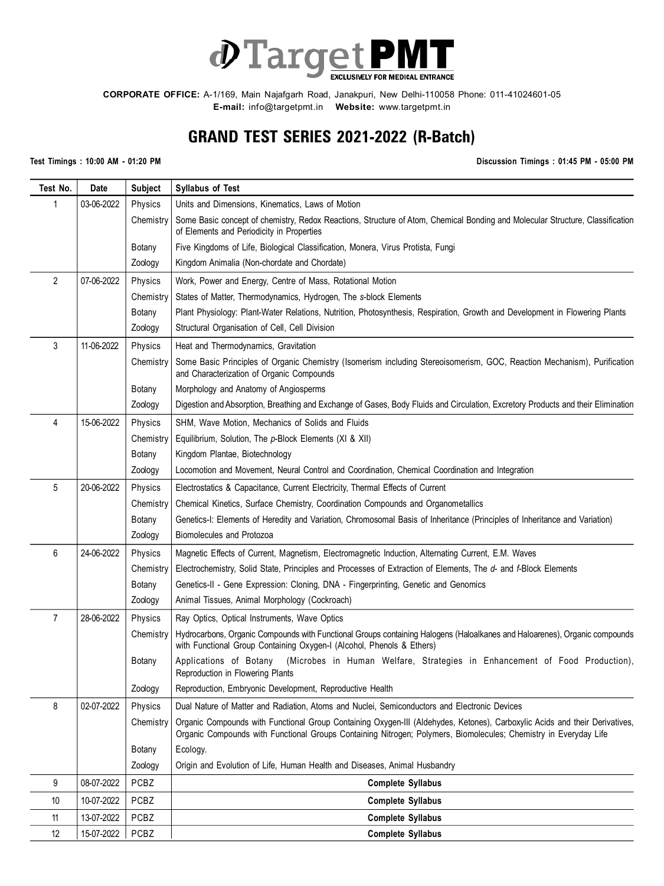# Target PMT

EXCLUSIVELY FOR MEDICAL ENTRANCE

**CORPORATE OFFICE:** A-1/169, Main Najafgarh Road, Janakpuri, New Delhi-110058 Phone: 011-41024601-05
**E-mail:** info@targetpmt.in **Website:** www.targetpmt.in

## GRAND TEST SERIES 2021-2022 (R-Batch)

**Test Timings : 10:00 AM - 01:20 PM** **Discussion Timings : 01:45 PM - 05:00 PM**

| Test No. | Date | Subject | Syllabus of Test |
|---|---|---|---|
| 1 | 03-06-2022 | Physics | Units and Dimensions, Kinematics, Laws of Motion |
| | | Chemistry | Some Basic concept of chemistry, Redox Reactions, Structure of Atom, Chemical Bonding and Molecular Structure, Classification of Elements and Periodicity in Properties |
| | | Botany | Five Kingdoms of Life, Biological Classification, Monera, Virus Protista, Fungi |
| | | Zoology | Kingdom Animalia (Non-chordate and Chordate) |
| 2 | 07-06-2022 | Physics | Work, Power and Energy, Centre of Mass, Rotational Motion |
| | | Chemistry | States of Matter, Thermodynamics, Hydrogen, The *s*-block Elements |
| | | Botany | Plant Physiology: Plant-Water Relations, Nutrition, Photosynthesis, Respiration, Growth and Development in Flowering Plants |
| | | Zoology | Structural Organisation of Cell, Cell Division |
| 3 | 11-06-2022 | Physics | Heat and Thermodynamics, Gravitation |
| | | Chemistry | Some Basic Principles of Organic Chemistry (Isomerism including Stereoisomerism, GOC, Reaction Mechanism), Purification and Characterization of Organic Compounds |
| | | Botany | Morphology and Anatomy of Angiosperms |
| | | Zoology | Digestion and Absorption, Breathing and Exchange of Gases, Body Fluids and Circulation, Excretory Products and their Elimination |
| 4 | 15-06-2022 | Physics | SHM, Wave Motion, Mechanics of Solids and Fluids |
| | | Chemistry | Equilibrium, Solution, The *p*-Block Elements (XI & XII) |
| | | Botany | Kingdom Plantae, Biotechnology |
| | | Zoology | Locomotion and Movement, Neural Control and Coordination, Chemical Coordination and Integration |
| 5 | 20-06-2022 | Physics | Electrostatics & Capacitance, Current Electricity, Thermal Effects of Current |
| | | Chemistry | Chemical Kinetics, Surface Chemistry, Coordination Compounds and Organometallics |
| | | Botany | Genetics-I: Elements of Heredity and Variation, Chromosomal Basis of Inheritance (Principles of Inheritance and Variation) |
| | | Zoology | Biomolecules and Protozoa |
| 6 | 24-06-2022 | Physics | Magnetic Effects of Current, Magnetism, Electromagnetic Induction, Alternating Current, E.M. Waves |
| | | Chemistry | Electrochemistry, Solid State, Principles and Processes of Extraction of Elements, The *d*- and *f*-Block Elements |
| | | Botany | Genetics-II - Gene Expression: Cloning, DNA - Fingerprinting, Genetic and Genomics |
| | | Zoology | Animal Tissues, Animal Morphology (Cockroach) |
| 7 | 28-06-2022 | Physics | Ray Optics, Optical Instruments, Wave Optics |
| | | Chemistry | Hydrocarbons, Organic Compounds with Functional Groups containing Halogens (Haloalkanes and Haloarenes), Organic compounds with Functional Group Containing Oxygen-I (Alcohol, Phenols & Ethers) |
| | | Botany | Applications of Botany (Microbes in Human Welfare, Strategies in Enhancement of Food Production), Reproduction in Flowering Plants |
| | | Zoology | Reproduction, Embryonic Development, Reproductive Health |
| 8 | 02-07-2022 | Physics | Dual Nature of Matter and Radiation, Atoms and Nuclei, Semiconductors and Electronic Devices |
| | | Chemistry | Organic Compounds with Functional Group Containing Oxygen-III (Aldehydes, Ketones), Carboxylic Acids and their Derivatives, Organic Compounds with Functional Groups Containing Nitrogen; Polymers, Biomolecules; Chemistry in Everyday Life |
| | | Botany | Ecology. |
| | | Zoology | Origin and Evolution of Life, Human Health and Diseases, Animal Husbandry |
| 9 | 08-07-2022 | PCBZ | **Complete Syllabus** |
| 10 | 10-07-2022 | PCBZ | **Complete Syllabus** |
| 11 | 13-07-2022 | PCBZ | **Complete Syllabus** |
| 12 | 15-07-2022 | PCBZ | **Complete Syllabus** |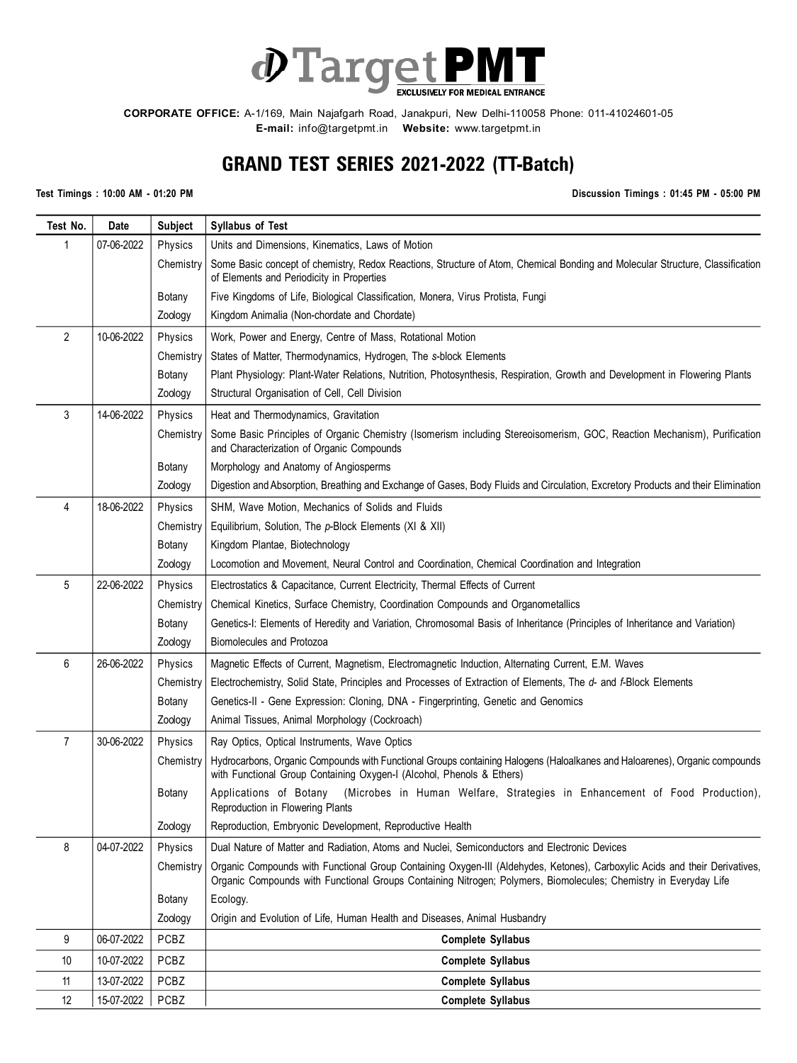# Target PMT

EXCLUSIVELY FOR MEDICAL ENTRANCE

**CORPORATE OFFICE:** A-1/169, Main Najafgarh Road, Janakpuri, New Delhi-110058 Phone: 011-41024601-05
**E-mail:** info@targetpmt.in **Website:** www.targetpmt.in

## GRAND TEST SERIES 2021-2022 (TT-Batch)

**Test Timings : 10:00 AM - 01:20 PM** **Discussion Timings : 01:45 PM - 05:00 PM**

| Test No. | Date | Subject | Syllabus of Test |
|---|---|---|---|
| 1 | 07-06-2022 | Physics | Units and Dimensions, Kinematics, Laws of Motion |
| | | Chemistry | Some Basic concept of chemistry, Redox Reactions, Structure of Atom, Chemical Bonding and Molecular Structure, Classification of Elements and Periodicity in Properties |
| | | Botany | Five Kingdoms of Life, Biological Classification, Monera, Virus Protista, Fungi |
| | | Zoology | Kingdom Animalia (Non-chordate and Chordate) |
| 2 | 10-06-2022 | Physics | Work, Power and Energy, Centre of Mass, Rotational Motion |
| | | Chemistry | States of Matter, Thermodynamics, Hydrogen, The *s*-block Elements |
| | | Botany | Plant Physiology: Plant-Water Relations, Nutrition, Photosynthesis, Respiration, Growth and Development in Flowering Plants |
| | | Zoology | Structural Organisation of Cell, Cell Division |
| 3 | 14-06-2022 | Physics | Heat and Thermodynamics, Gravitation |
| | | Chemistry | Some Basic Principles of Organic Chemistry (Isomerism including Stereoisomerism, GOC, Reaction Mechanism), Purification and Characterization of Organic Compounds |
| | | Botany | Morphology and Anatomy of Angiosperms |
| | | Zoology | Digestion and Absorption, Breathing and Exchange of Gases, Body Fluids and Circulation, Excretory Products and their Elimination |
| 4 | 18-06-2022 | Physics | SHM, Wave Motion, Mechanics of Solids and Fluids |
| | | Chemistry | Equilibrium, Solution, The *p*-Block Elements (XI & XII) |
| | | Botany | Kingdom Plantae, Biotechnology |
| | | Zoology | Locomotion and Movement, Neural Control and Coordination, Chemical Coordination and Integration |
| 5 | 22-06-2022 | Physics | Electrostatics & Capacitance, Current Electricity, Thermal Effects of Current |
| | | Chemistry | Chemical Kinetics, Surface Chemistry, Coordination Compounds and Organometallics |
| | | Botany | Genetics-I: Elements of Heredity and Variation, Chromosomal Basis of Inheritance (Principles of Inheritance and Variation) |
| | | Zoology | Biomolecules and Protozoa |
| 6 | 26-06-2022 | Physics | Magnetic Effects of Current, Magnetism, Electromagnetic Induction, Alternating Current, E.M. Waves |
| | | Chemistry | Electrochemistry, Solid State, Principles and Processes of Extraction of Elements, The *d*- and *f*-Block Elements |
| | | Botany | Genetics-II - Gene Expression: Cloning, DNA - Fingerprinting, Genetic and Genomics |
| | | Zoology | Animal Tissues, Animal Morphology (Cockroach) |
| 7 | 30-06-2022 | Physics | Ray Optics, Optical Instruments, Wave Optics |
| | | Chemistry | Hydrocarbons, Organic Compounds with Functional Groups containing Halogens (Haloalkanes and Haloarenes), Organic compounds with Functional Group Containing Oxygen-I (Alcohol, Phenols & Ethers) |
| | | Botany | Applications of Botany (Microbes in Human Welfare, Strategies in Enhancement of Food Production), Reproduction in Flowering Plants |
| | | Zoology | Reproduction, Embryonic Development, Reproductive Health |
| 8 | 04-07-2022 | Physics | Dual Nature of Matter and Radiation, Atoms and Nuclei, Semiconductors and Electronic Devices |
| | | Chemistry | Organic Compounds with Functional Group Containing Oxygen-III (Aldehydes, Ketones), Carboxylic Acids and their Derivatives, Organic Compounds with Functional Groups Containing Nitrogen; Polymers, Biomolecules; Chemistry in Everyday Life |
| | | Botany | Ecology. |
| | | Zoology | Origin and Evolution of Life, Human Health and Diseases, Animal Husbandry |
| 9 | 06-07-2022 | PCBZ | **Complete Syllabus** |
| 10 | 10-07-2022 | PCBZ | **Complete Syllabus** |
| 11 | 13-07-2022 | PCBZ | **Complete Syllabus** |
| 12 | 15-07-2022 | PCBZ | **Complete Syllabus** |